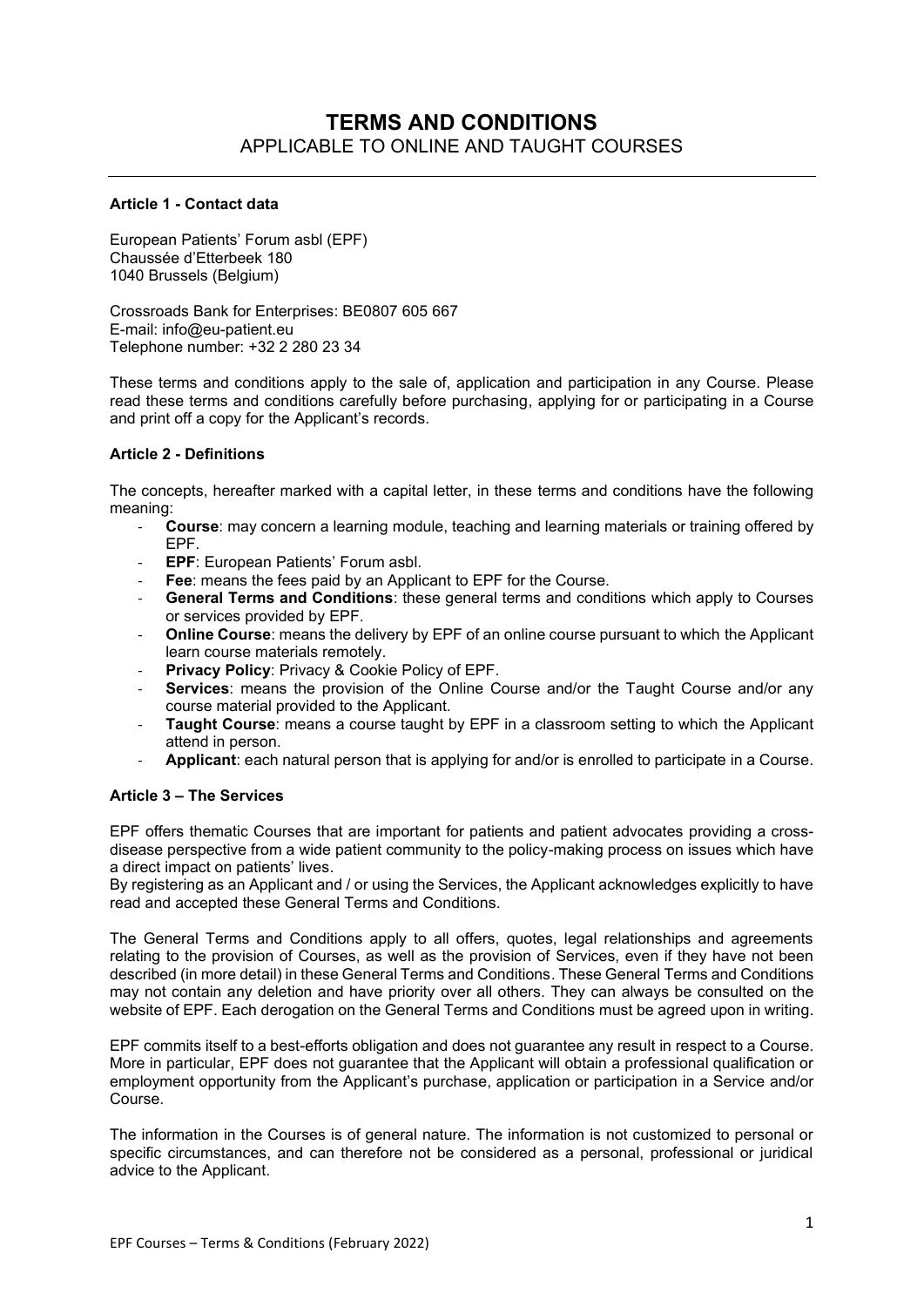# TERMS AND CONDITIONS

## APPLICABLE TO ONLINE AND TAUGHT COURSES

### Article 1 - Contact data

European Patients' Forum asbl (EPF)
Chaussée d'Etterbeek 180
1040 Brussels (Belgium)

Crossroads Bank for Enterprises: BE0807 605 667
E-mail: info@eu-patient.eu
Telephone number: +32 2 280 23 34

These terms and conditions apply to the sale of, application and participation in any Course. Please read these terms and conditions carefully before purchasing, applying for or participating in a Course and print off a copy for the Applicant's records.

### Article 2 - Definitions

The concepts, hereafter marked with a capital letter, in these terms and conditions have the following meaning:

- **Course**: may concern a learning module, teaching and learning materials or training offered by EPF.
- **EPF**: European Patients' Forum asbl.
- **Fee**: means the fees paid by an Applicant to EPF for the Course.
- **General Terms and Conditions**: these general terms and conditions which apply to Courses or services provided by EPF.
- **Online Course**: means the delivery by EPF of an online course pursuant to which the Applicant learn course materials remotely.
- **Privacy Policy**: Privacy & Cookie Policy of EPF.
- **Services**: means the provision of the Online Course and/or the Taught Course and/or any course material provided to the Applicant.
- **Taught Course**: means a course taught by EPF in a classroom setting to which the Applicant attend in person.
- **Applicant**: each natural person that is applying for and/or is enrolled to participate in a Course.

### Article 3 – The Services

EPF offers thematic Courses that are important for patients and patient advocates providing a cross-disease perspective from a wide patient community to the policy-making process on issues which have a direct impact on patients' lives.
By registering as an Applicant and / or using the Services, the Applicant acknowledges explicitly to have read and accepted these General Terms and Conditions.

The General Terms and Conditions apply to all offers, quotes, legal relationships and agreements relating to the provision of Courses, as well as the provision of Services, even if they have not been described (in more detail) in these General Terms and Conditions. These General Terms and Conditions may not contain any deletion and have priority over all others. They can always be consulted on the website of EPF. Each derogation on the General Terms and Conditions must be agreed upon in writing.

EPF commits itself to a best-efforts obligation and does not guarantee any result in respect to a Course. More in particular, EPF does not guarantee that the Applicant will obtain a professional qualification or employment opportunity from the Applicant's purchase, application or participation in a Service and/or Course.

The information in the Courses is of general nature. The information is not customized to personal or specific circumstances, and can therefore not be considered as a personal, professional or juridical advice to the Applicant.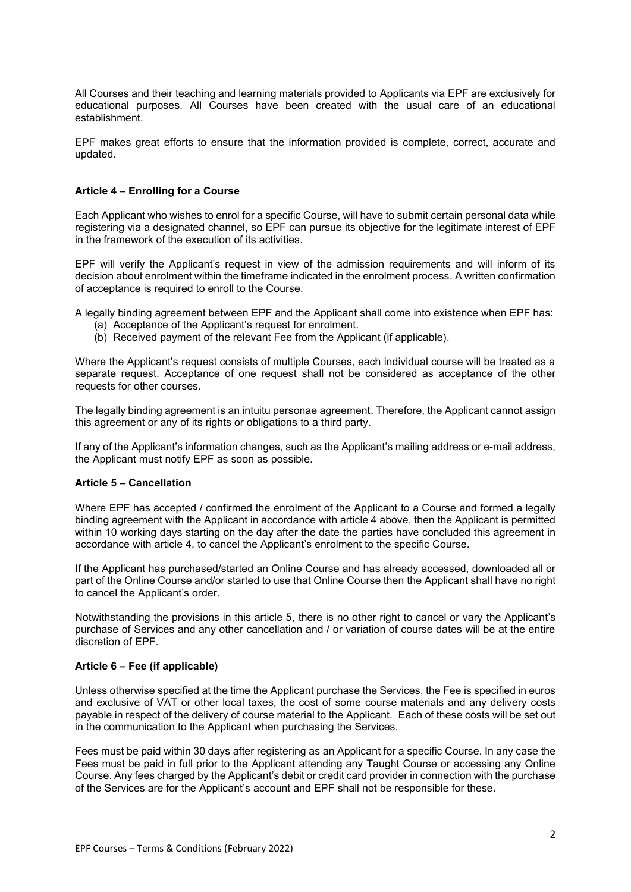All Courses and their teaching and learning materials provided to Applicants via EPF are exclusively for educational purposes. All Courses have been created with the usual care of an educational establishment.

EPF makes great efforts to ensure that the information provided is complete, correct, accurate and updated.

**Article 4 – Enrolling for a Course**

Each Applicant who wishes to enrol for a specific Course, will have to submit certain personal data while registering via a designated channel, so EPF can pursue its objective for the legitimate interest of EPF in the framework of the execution of its activities.

EPF will verify the Applicant's request in view of the admission requirements and will inform of its decision about enrolment within the timeframe indicated in the enrolment process. A written confirmation of acceptance is required to enroll to the Course.

A legally binding agreement between EPF and the Applicant shall come into existence when EPF has:

(a) Acceptance of the Applicant's request for enrolment.
(b) Received payment of the relevant Fee from the Applicant (if applicable).

Where the Applicant's request consists of multiple Courses, each individual course will be treated as a separate request. Acceptance of one request shall not be considered as acceptance of the other requests for other courses.

The legally binding agreement is an intuitu personae agreement. Therefore, the Applicant cannot assign this agreement or any of its rights or obligations to a third party.

If any of the Applicant's information changes, such as the Applicant's mailing address or e-mail address, the Applicant must notify EPF as soon as possible.

**Article 5 – Cancellation**

Where EPF has accepted / confirmed the enrolment of the Applicant to a Course and formed a legally binding agreement with the Applicant in accordance with article 4 above, then the Applicant is permitted within 10 working days starting on the day after the date the parties have concluded this agreement in accordance with article 4, to cancel the Applicant's enrolment to the specific Course.

If the Applicant has purchased/started an Online Course and has already accessed, downloaded all or part of the Online Course and/or started to use that Online Course then the Applicant shall have no right to cancel the Applicant's order.

Notwithstanding the provisions in this article 5, there is no other right to cancel or vary the Applicant's purchase of Services and any other cancellation and / or variation of course dates will be at the entire discretion of EPF.

**Article 6 – Fee (if applicable)**

Unless otherwise specified at the time the Applicant purchase the Services, the Fee is specified in euros and exclusive of VAT or other local taxes, the cost of some course materials and any delivery costs payable in respect of the delivery of course material to the Applicant. Each of these costs will be set out in the communication to the Applicant when purchasing the Services.

Fees must be paid within 30 days after registering as an Applicant for a specific Course. In any case the Fees must be paid in full prior to the Applicant attending any Taught Course or accessing any Online Course. Any fees charged by the Applicant's debit or credit card provider in connection with the purchase of the Services are for the Applicant's account and EPF shall not be responsible for these.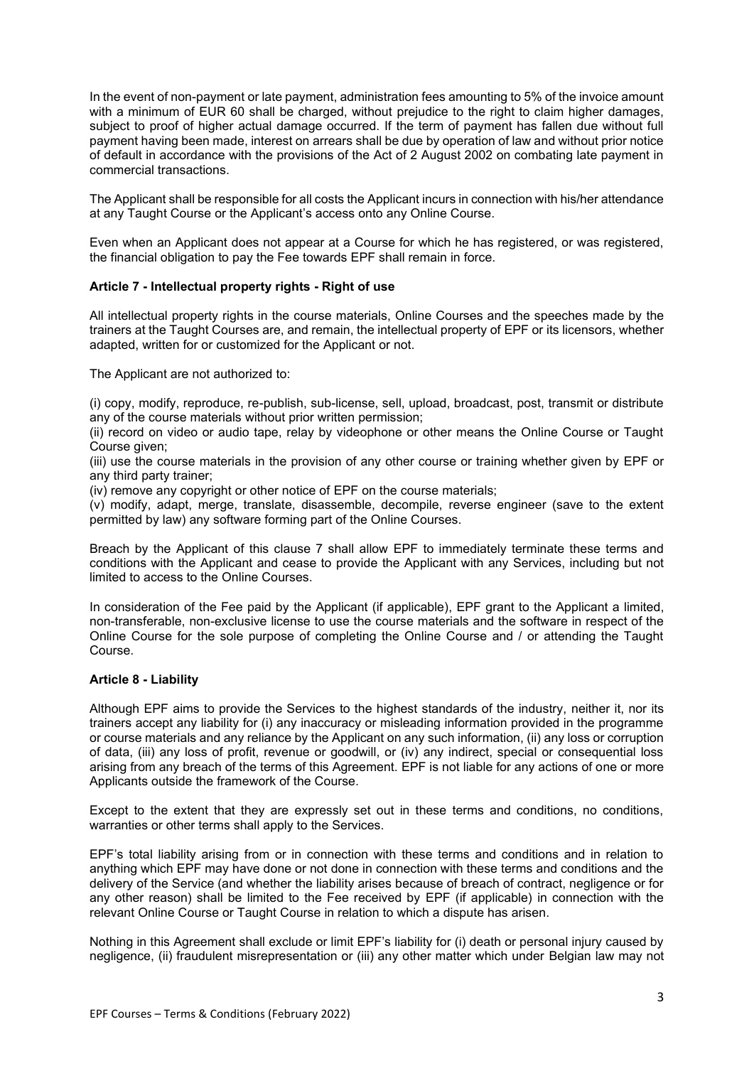In the event of non-payment or late payment, administration fees amounting to 5% of the invoice amount with a minimum of EUR 60 shall be charged, without prejudice to the right to claim higher damages, subject to proof of higher actual damage occurred. If the term of payment has fallen due without full payment having been made, interest on arrears shall be due by operation of law and without prior notice of default in accordance with the provisions of the Act of 2 August 2002 on combating late payment in commercial transactions.

The Applicant shall be responsible for all costs the Applicant incurs in connection with his/her attendance at any Taught Course or the Applicant's access onto any Online Course.

Even when an Applicant does not appear at a Course for which he has registered, or was registered, the financial obligation to pay the Fee towards EPF shall remain in force.

**Article 7 - Intellectual property rights - Right of use**

All intellectual property rights in the course materials, Online Courses and the speeches made by the trainers at the Taught Courses are, and remain, the intellectual property of EPF or its licensors, whether adapted, written for or customized for the Applicant or not.

The Applicant are not authorized to:

(i) copy, modify, reproduce, re-publish, sub-license, sell, upload, broadcast, post, transmit or distribute any of the course materials without prior written permission;
(ii) record on video or audio tape, relay by videophone or other means the Online Course or Taught Course given;
(iii) use the course materials in the provision of any other course or training whether given by EPF or any third party trainer;
(iv) remove any copyright or other notice of EPF on the course materials;
(v) modify, adapt, merge, translate, disassemble, decompile, reverse engineer (save to the extent permitted by law) any software forming part of the Online Courses.

Breach by the Applicant of this clause 7 shall allow EPF to immediately terminate these terms and conditions with the Applicant and cease to provide the Applicant with any Services, including but not limited to access to the Online Courses.

In consideration of the Fee paid by the Applicant (if applicable), EPF grant to the Applicant a limited, non-transferable, non-exclusive license to use the course materials and the software in respect of the Online Course for the sole purpose of completing the Online Course and / or attending the Taught Course.

**Article 8 - Liability**

Although EPF aims to provide the Services to the highest standards of the industry, neither it, nor its trainers accept any liability for (i) any inaccuracy or misleading information provided in the programme or course materials and any reliance by the Applicant on any such information, (ii) any loss or corruption of data, (iii) any loss of profit, revenue or goodwill, or (iv) any indirect, special or consequential loss arising from any breach of the terms of this Agreement. EPF is not liable for any actions of one or more Applicants outside the framework of the Course.

Except to the extent that they are expressly set out in these terms and conditions, no conditions, warranties or other terms shall apply to the Services.

EPF's total liability arising from or in connection with these terms and conditions and in relation to anything which EPF may have done or not done in connection with these terms and conditions and the delivery of the Service (and whether the liability arises because of breach of contract, negligence or for any other reason) shall be limited to the Fee received by EPF (if applicable) in connection with the relevant Online Course or Taught Course in relation to which a dispute has arisen.

Nothing in this Agreement shall exclude or limit EPF's liability for (i) death or personal injury caused by negligence, (ii) fraudulent misrepresentation or (iii) any other matter which under Belgian law may not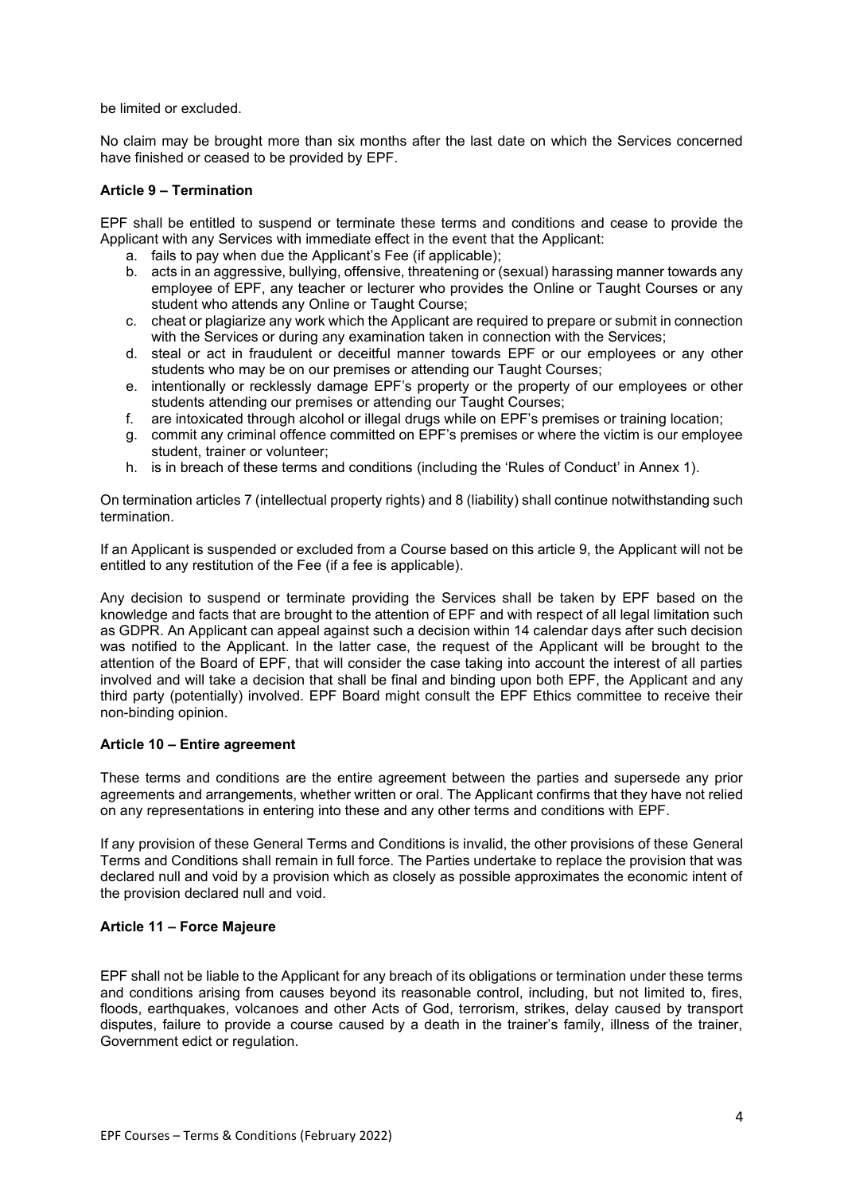be limited or excluded.

No claim may be brought more than six months after the last date on which the Services concerned have finished or ceased to be provided by EPF.

**Article 9 – Termination**

EPF shall be entitled to suspend or terminate these terms and conditions and cease to provide the Applicant with any Services with immediate effect in the event that the Applicant:

a. fails to pay when due the Applicant's Fee (if applicable);
b. acts in an aggressive, bullying, offensive, threatening or (sexual) harassing manner towards any employee of EPF, any teacher or lecturer who provides the Online or Taught Courses or any student who attends any Online or Taught Course;
c. cheat or plagiarize any work which the Applicant are required to prepare or submit in connection with the Services or during any examination taken in connection with the Services;
d. steal or act in fraudulent or deceitful manner towards EPF or our employees or any other students who may be on our premises or attending our Taught Courses;
e. intentionally or recklessly damage EPF's property or the property of our employees or other students attending our premises or attending our Taught Courses;
f. are intoxicated through alcohol or illegal drugs while on EPF's premises or training location;
g. commit any criminal offence committed on EPF's premises or where the victim is our employee student, trainer or volunteer;
h. is in breach of these terms and conditions (including the 'Rules of Conduct' in Annex 1).

On termination articles 7 (intellectual property rights) and 8 (liability) shall continue notwithstanding such termination.

If an Applicant is suspended or excluded from a Course based on this article 9, the Applicant will not be entitled to any restitution of the Fee (if a fee is applicable).

Any decision to suspend or terminate providing the Services shall be taken by EPF based on the knowledge and facts that are brought to the attention of EPF and with respect of all legal limitation such as GDPR. An Applicant can appeal against such a decision within 14 calendar days after such decision was notified to the Applicant. In the latter case, the request of the Applicant will be brought to the attention of the Board of EPF, that will consider the case taking into account the interest of all parties involved and will take a decision that shall be final and binding upon both EPF, the Applicant and any third party (potentially) involved. EPF Board might consult the EPF Ethics committee to receive their non-binding opinion.

**Article 10 – Entire agreement**

These terms and conditions are the entire agreement between the parties and supersede any prior agreements and arrangements, whether written or oral. The Applicant confirms that they have not relied on any representations in entering into these and any other terms and conditions with EPF.

If any provision of these General Terms and Conditions is invalid, the other provisions of these General Terms and Conditions shall remain in full force. The Parties undertake to replace the provision that was declared null and void by a provision which as closely as possible approximates the economic intent of the provision declared null and void.

**Article 11 – Force Majeure**

EPF shall not be liable to the Applicant for any breach of its obligations or termination under these terms and conditions arising from causes beyond its reasonable control, including, but not limited to, fires, floods, earthquakes, volcanoes and other Acts of God, terrorism, strikes, delay caused by transport disputes, failure to provide a course caused by a death in the trainer's family, illness of the trainer, Government edict or regulation.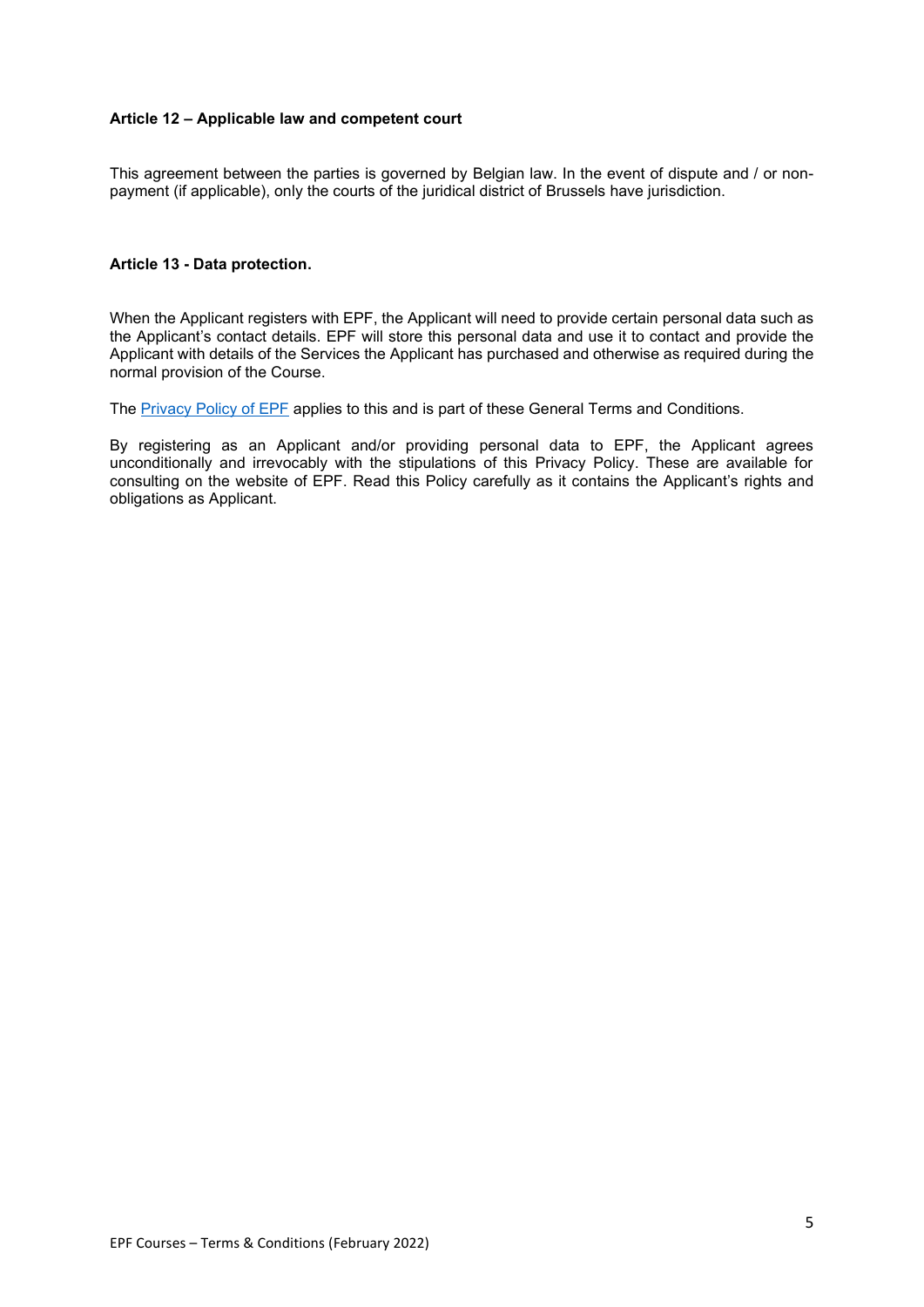**Article 12 – Applicable law and competent court**

This agreement between the parties is governed by Belgian law. In the event of dispute and / or non-payment (if applicable), only the courts of the juridical district of Brussels have jurisdiction.

**Article 13 - Data protection.**

When the Applicant registers with EPF, the Applicant will need to provide certain personal data such as the Applicant's contact details. EPF will store this personal data and use it to contact and provide the Applicant with details of the Services the Applicant has purchased and otherwise as required during the normal provision of the Course.

The Privacy Policy of EPF applies to this and is part of these General Terms and Conditions.

By registering as an Applicant and/or providing personal data to EPF, the Applicant agrees unconditionally and irrevocably with the stipulations of this Privacy Policy. These are available for consulting on the website of EPF. Read this Policy carefully as it contains the Applicant's rights and obligations as Applicant.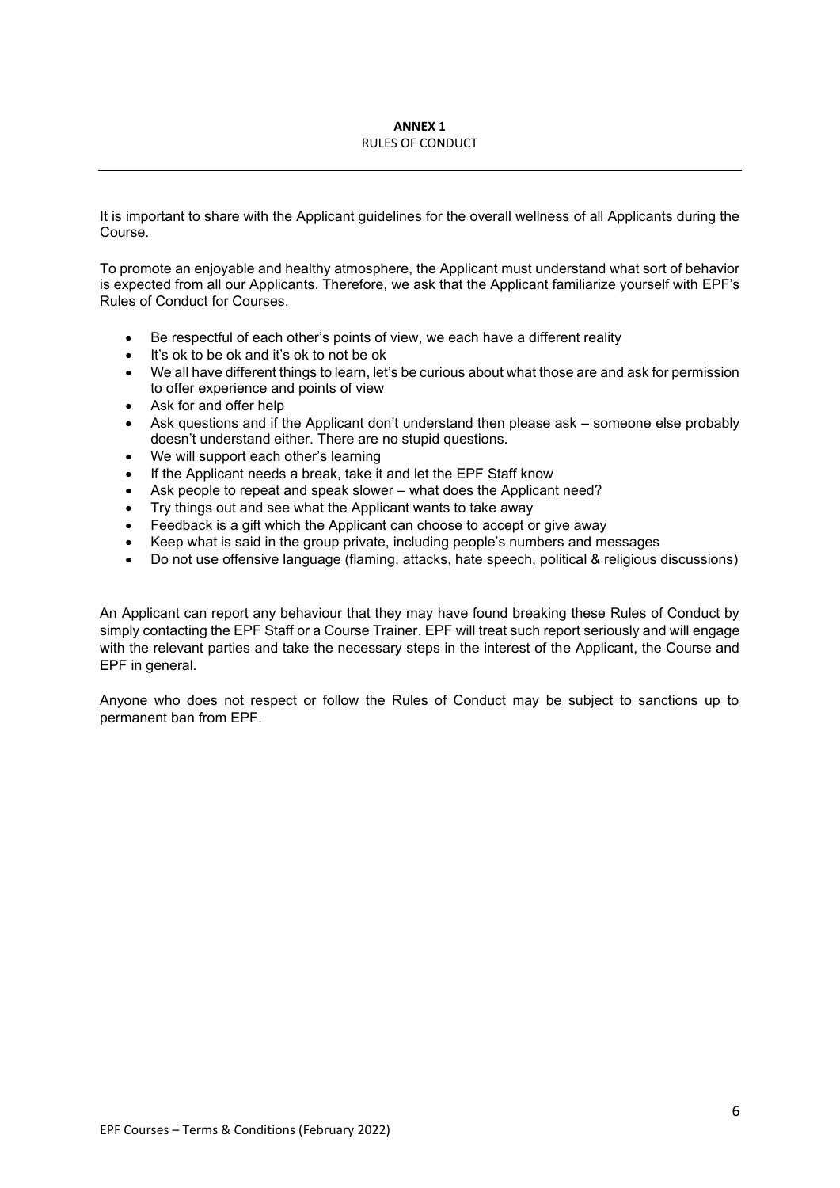**ANNEX 1**

RULES OF CONDUCT

It is important to share with the Applicant guidelines for the overall wellness of all Applicants during the Course.

To promote an enjoyable and healthy atmosphere, the Applicant must understand what sort of behavior is expected from all our Applicants. Therefore, we ask that the Applicant familiarize yourself with EPF's Rules of Conduct for Courses.

- Be respectful of each other's points of view, we each have a different reality
- It's ok to be ok and it's ok to not be ok
- We all have different things to learn, let's be curious about what those are and ask for permission to offer experience and points of view
- Ask for and offer help
- Ask questions and if the Applicant don't understand then please ask – someone else probably doesn't understand either. There are no stupid questions.
- We will support each other's learning
- If the Applicant needs a break, take it and let the EPF Staff know
- Ask people to repeat and speak slower – what does the Applicant need?
- Try things out and see what the Applicant wants to take away
- Feedback is a gift which the Applicant can choose to accept or give away
- Keep what is said in the group private, including people's numbers and messages
- Do not use offensive language (flaming, attacks, hate speech, political & religious discussions)

An Applicant can report any behaviour that they may have found breaking these Rules of Conduct by simply contacting the EPF Staff or a Course Trainer. EPF will treat such report seriously and will engage with the relevant parties and take the necessary steps in the interest of the Applicant, the Course and EPF in general.

Anyone who does not respect or follow the Rules of Conduct may be subject to sanctions up to permanent ban from EPF.